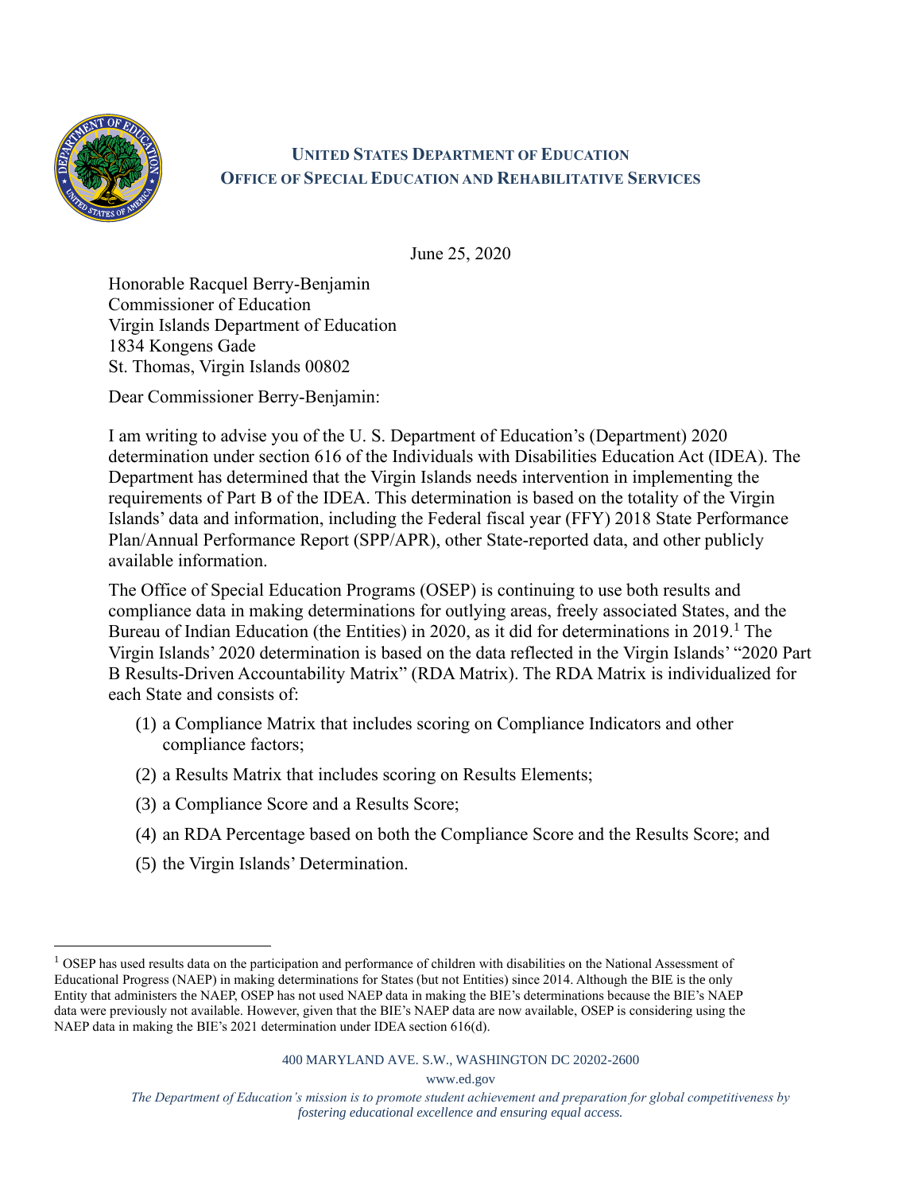**UNITED STATES DEPARTMENT OF EDUCATION**
**OFFICE OF SPECIAL EDUCATION AND REHABILITATIVE SERVICES**

June 25, 2020

Honorable Racquel Berry-Benjamin
Commissioner of Education
Virgin Islands Department of Education
1834 Kongens Gade
St. Thomas, Virgin Islands 00802

Dear Commissioner Berry-Benjamin:

I am writing to advise you of the U. S. Department of Education's (Department) 2020 determination under section 616 of the Individuals with Disabilities Education Act (IDEA). The Department has determined that the Virgin Islands needs intervention in implementing the requirements of Part B of the IDEA. This determination is based on the totality of the Virgin Islands' data and information, including the Federal fiscal year (FFY) 2018 State Performance Plan/Annual Performance Report (SPP/APR), other State-reported data, and other publicly available information.

The Office of Special Education Programs (OSEP) is continuing to use both results and compliance data in making determinations for outlying areas, freely associated States, and the Bureau of Indian Education (the Entities) in 2020, as it did for determinations in 2019.[1] The Virgin Islands' 2020 determination is based on the data reflected in the Virgin Islands' "2020 Part B Results-Driven Accountability Matrix" (RDA Matrix). The RDA Matrix is individualized for each State and consists of:

(1) a Compliance Matrix that includes scoring on Compliance Indicators and other compliance factors;

(2) a Results Matrix that includes scoring on Results Elements;

(3) a Compliance Score and a Results Score;

(4) an RDA Percentage based on both the Compliance Score and the Results Score; and

(5) the Virgin Islands' Determination.

---

[1] OSEP has used results data on the participation and performance of children with disabilities on the National Assessment of Educational Progress (NAEP) in making determinations for States (but not Entities) since 2014. Although the BIE is the only Entity that administers the NAEP, OSEP has not used NAEP data in making the BIE's determinations because the BIE's NAEP data were previously not available. However, given that the BIE's NAEP data are now available, OSEP is considering using the NAEP data in making the BIE's 2021 determination under IDEA section 616(d).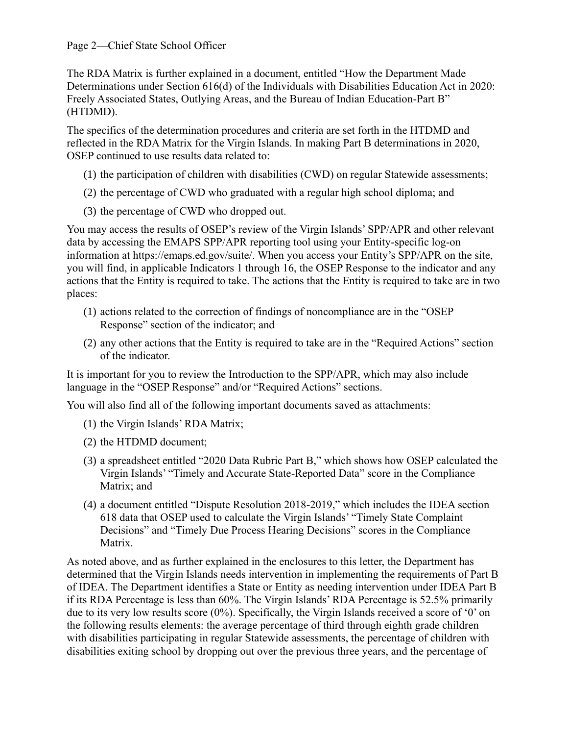The RDA Matrix is further explained in a document, entitled "How the Department Made Determinations under Section 616(d) of the Individuals with Disabilities Education Act in 2020: Freely Associated States, Outlying Areas, and the Bureau of Indian Education-Part B" (HTDMD).

The specifics of the determination procedures and criteria are set forth in the HTDMD and reflected in the RDA Matrix for the Virgin Islands. In making Part B determinations in 2020, OSEP continued to use results data related to:

(1) the participation of children with disabilities (CWD) on regular Statewide assessments;

(2) the percentage of CWD who graduated with a regular high school diploma; and

(3) the percentage of CWD who dropped out.

You may access the results of OSEP's review of the Virgin Islands' SPP/APR and other relevant data by accessing the EMAPS SPP/APR reporting tool using your Entity-specific log-on information at https://emaps.ed.gov/suite/. When you access your Entity's SPP/APR on the site, you will find, in applicable Indicators 1 through 16, the OSEP Response to the indicator and any actions that the Entity is required to take. The actions that the Entity is required to take are in two places:

(1) actions related to the correction of findings of noncompliance are in the "OSEP Response" section of the indicator; and

(2) any other actions that the Entity is required to take are in the "Required Actions" section of the indicator.

It is important for you to review the Introduction to the SPP/APR, which may also include language in the "OSEP Response" and/or "Required Actions" sections.

You will also find all of the following important documents saved as attachments:

(1) the Virgin Islands' RDA Matrix;

(2) the HTDMD document;

(3) a spreadsheet entitled "2020 Data Rubric Part B," which shows how OSEP calculated the Virgin Islands' "Timely and Accurate State-Reported Data" score in the Compliance Matrix; and

(4) a document entitled "Dispute Resolution 2018-2019," which includes the IDEA section 618 data that OSEP used to calculate the Virgin Islands' "Timely State Complaint Decisions" and "Timely Due Process Hearing Decisions" scores in the Compliance Matrix.

As noted above, and as further explained in the enclosures to this letter, the Department has determined that the Virgin Islands needs intervention in implementing the requirements of Part B of IDEA. The Department identifies a State or Entity as needing intervention under IDEA Part B if its RDA Percentage is less than 60%. The Virgin Islands' RDA Percentage is 52.5% primarily due to its very low results score (0%). Specifically, the Virgin Islands received a score of '0' on the following results elements: the average percentage of third through eighth grade children with disabilities participating in regular Statewide assessments, the percentage of children with disabilities exiting school by dropping out over the previous three years, and the percentage of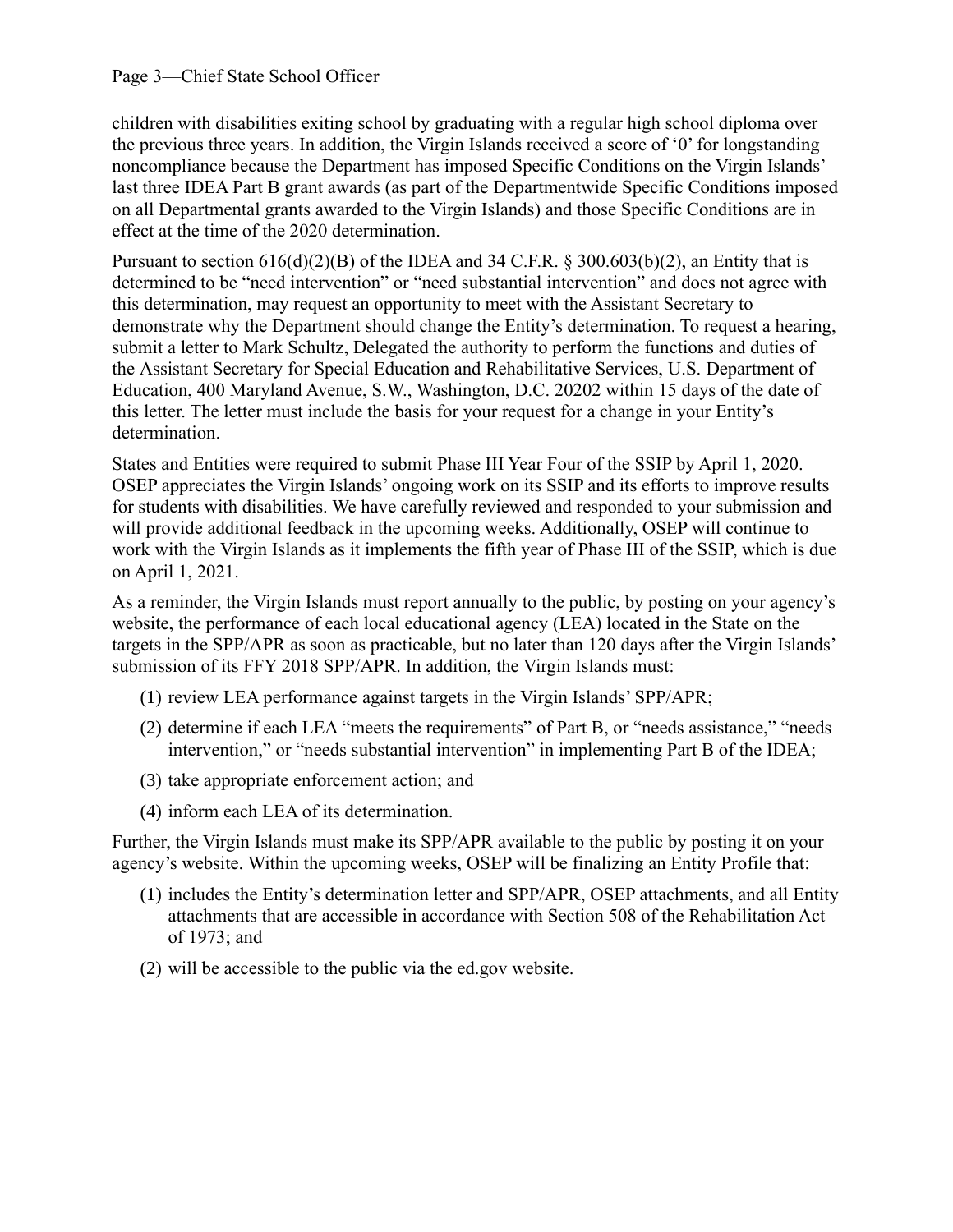children with disabilities exiting school by graduating with a regular high school diploma over the previous three years. In addition, the Virgin Islands received a score of '0' for longstanding noncompliance because the Department has imposed Specific Conditions on the Virgin Islands' last three IDEA Part B grant awards (as part of the Departmentwide Specific Conditions imposed on all Departmental grants awarded to the Virgin Islands) and those Specific Conditions are in effect at the time of the 2020 determination.

Pursuant to section 616(d)(2)(B) of the IDEA and 34 C.F.R. § 300.603(b)(2), an Entity that is determined to be "need intervention" or "need substantial intervention" and does not agree with this determination, may request an opportunity to meet with the Assistant Secretary to demonstrate why the Department should change the Entity's determination. To request a hearing, submit a letter to Mark Schultz, Delegated the authority to perform the functions and duties of the Assistant Secretary for Special Education and Rehabilitative Services, U.S. Department of Education, 400 Maryland Avenue, S.W., Washington, D.C. 20202 within 15 days of the date of this letter. The letter must include the basis for your request for a change in your Entity's determination.

States and Entities were required to submit Phase III Year Four of the SSIP by April 1, 2020. OSEP appreciates the Virgin Islands' ongoing work on its SSIP and its efforts to improve results for students with disabilities. We have carefully reviewed and responded to your submission and will provide additional feedback in the upcoming weeks. Additionally, OSEP will continue to work with the Virgin Islands as it implements the fifth year of Phase III of the SSIP, which is due on April 1, 2021.

As a reminder, the Virgin Islands must report annually to the public, by posting on your agency's website, the performance of each local educational agency (LEA) located in the State on the targets in the SPP/APR as soon as practicable, but no later than 120 days after the Virgin Islands' submission of its FFY 2018 SPP/APR. In addition, the Virgin Islands must:

(1) review LEA performance against targets in the Virgin Islands' SPP/APR;

(2) determine if each LEA "meets the requirements" of Part B, or "needs assistance," "needs intervention," or "needs substantial intervention" in implementing Part B of the IDEA;

(3) take appropriate enforcement action; and

(4) inform each LEA of its determination.

Further, the Virgin Islands must make its SPP/APR available to the public by posting it on your agency's website. Within the upcoming weeks, OSEP will be finalizing an Entity Profile that:

(1) includes the Entity's determination letter and SPP/APR, OSEP attachments, and all Entity attachments that are accessible in accordance with Section 508 of the Rehabilitation Act of 1973; and

(2) will be accessible to the public via the ed.gov website.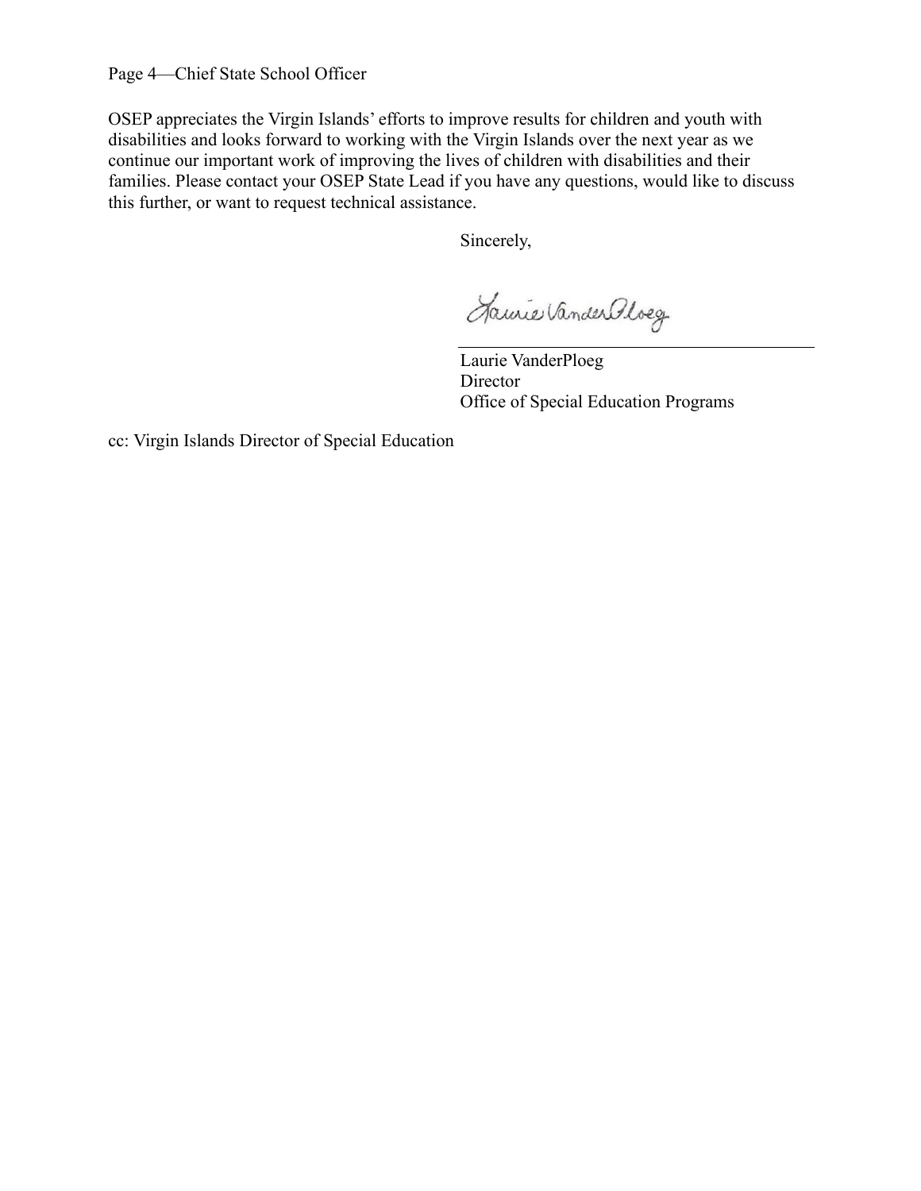OSEP appreciates the Virgin Islands' efforts to improve results for children and youth with disabilities and looks forward to working with the Virgin Islands over the next year as we continue our important work of improving the lives of children with disabilities and their families. Please contact your OSEP State Lead if you have any questions, would like to discuss this further, or want to request technical assistance.

Sincerely,

Laurie VanderPloeg
Director
Office of Special Education Programs

cc: Virgin Islands Director of Special Education